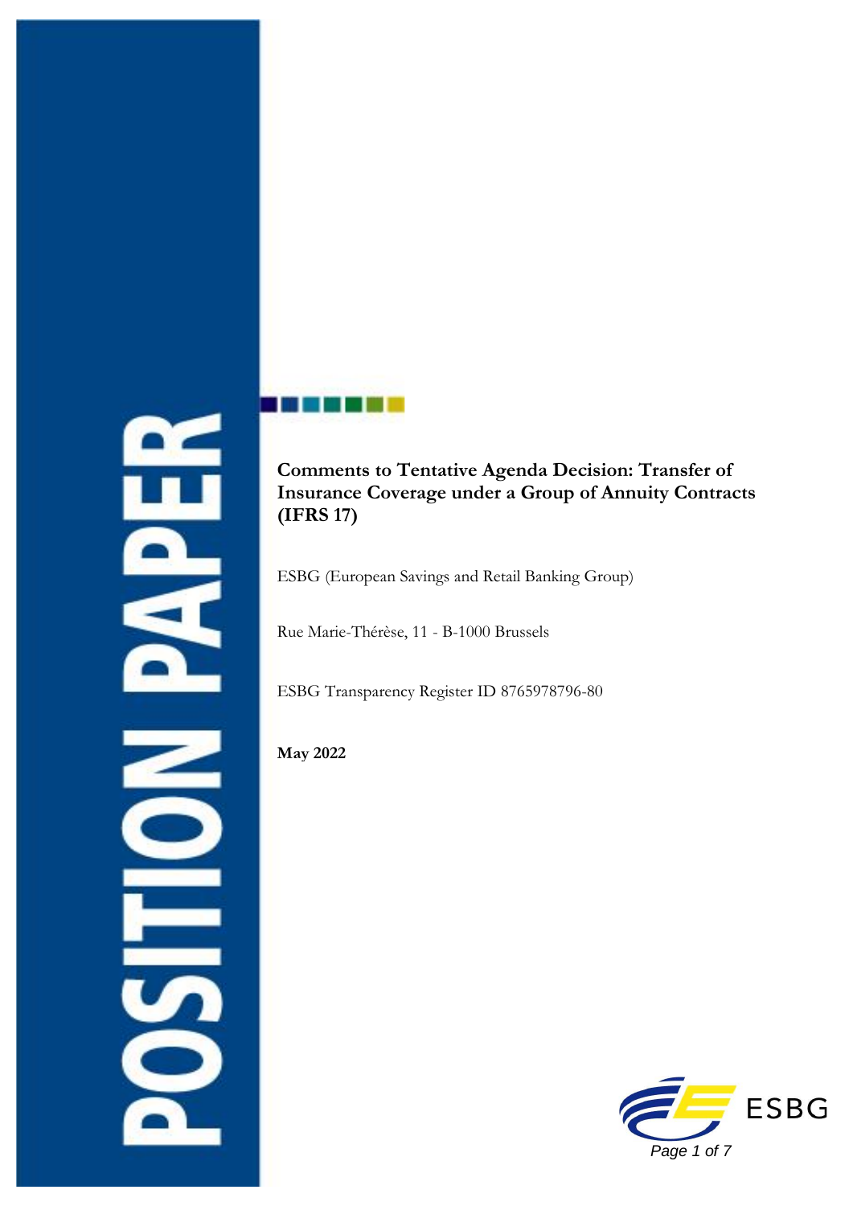POSITION PAPER

# Comments to Tentative Agenda Decision: Transfer of Insurance Coverage under a Group of Annuity Contracts (IFRS 17)

ESBG (European Savings and Retail Banking Group)

Rue Marie-Thérèse, 11 - B-1000 Brussels

ESBG Transparency Register ID 8765978796-80

**May 2022**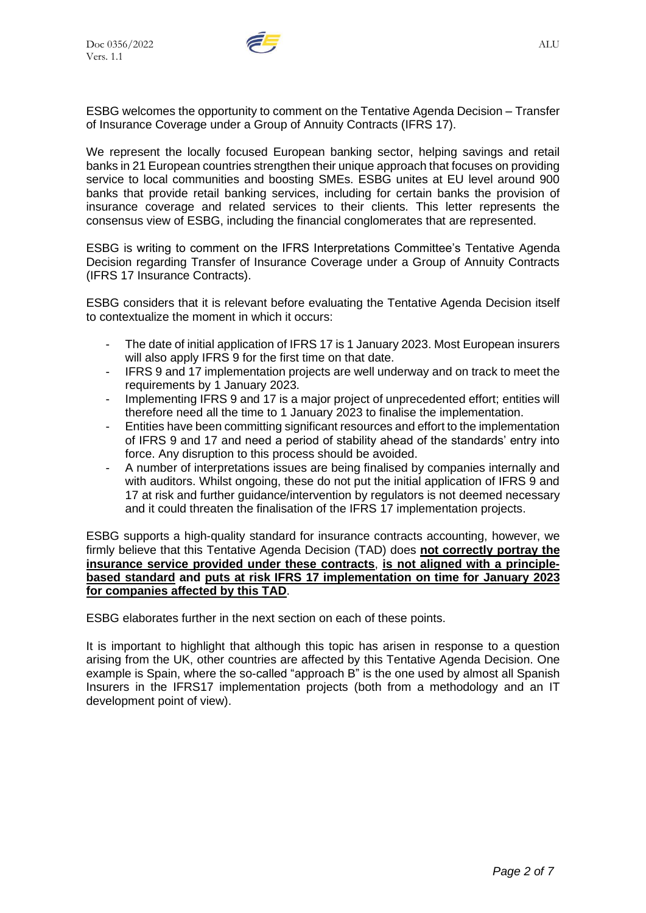ESBG welcomes the opportunity to comment on the Tentative Agenda Decision – Transfer of Insurance Coverage under a Group of Annuity Contracts (IFRS 17).

We represent the locally focused European banking sector, helping savings and retail banks in 21 European countries strengthen their unique approach that focuses on providing service to local communities and boosting SMEs. ESBG unites at EU level around 900 banks that provide retail banking services, including for certain banks the provision of insurance coverage and related services to their clients. This letter represents the consensus view of ESBG, including the financial conglomerates that are represented.

ESBG is writing to comment on the IFRS Interpretations Committee's Tentative Agenda Decision regarding Transfer of Insurance Coverage under a Group of Annuity Contracts (IFRS 17 Insurance Contracts).

ESBG considers that it is relevant before evaluating the Tentative Agenda Decision itself to contextualize the moment in which it occurs:

- The date of initial application of IFRS 17 is 1 January 2023. Most European insurers will also apply IFRS 9 for the first time on that date.
- IFRS 9 and 17 implementation projects are well underway and on track to meet the requirements by 1 January 2023.
- Implementing IFRS 9 and 17 is a major project of unprecedented effort; entities will therefore need all the time to 1 January 2023 to finalise the implementation.
- Entities have been committing significant resources and effort to the implementation of IFRS 9 and 17 and need a period of stability ahead of the standards' entry into force. Any disruption to this process should be avoided.
- A number of interpretations issues are being finalised by companies internally and with auditors. Whilst ongoing, these do not put the initial application of IFRS 9 and 17 at risk and further guidance/intervention by regulators is not deemed necessary and it could threaten the finalisation of the IFRS 17 implementation projects.

ESBG supports a high-quality standard for insurance contracts accounting, however, we firmly believe that this Tentative Agenda Decision (TAD) does **not correctly portray the insurance service provided under these contracts**, **is not aligned with a principle-based standard** and **puts at risk IFRS 17 implementation on time for January 2023 for companies affected by this TAD**.

ESBG elaborates further in the next section on each of these points.

It is important to highlight that although this topic has arisen in response to a question arising from the UK, other countries are affected by this Tentative Agenda Decision. One example is Spain, where the so-called "approach B" is the one used by almost all Spanish Insurers in the IFRS17 implementation projects (both from a methodology and an IT development point of view).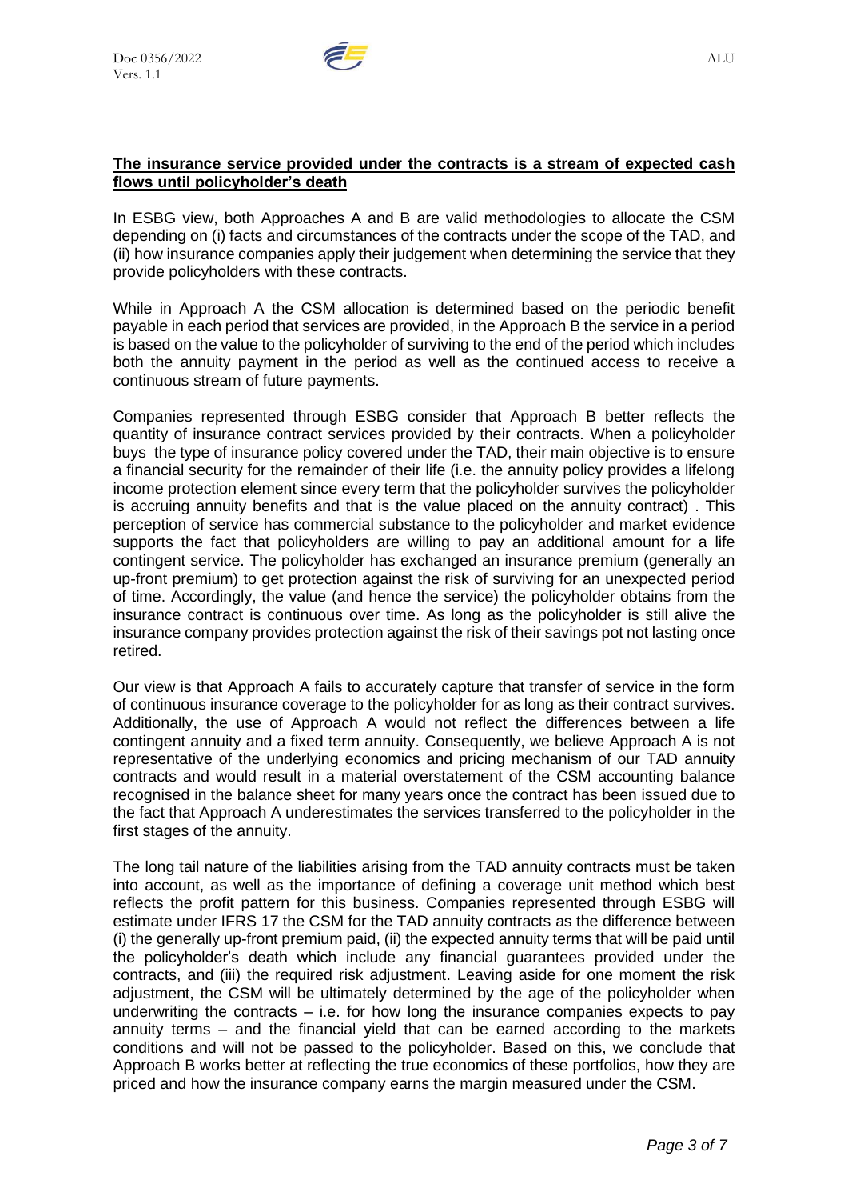**The insurance service provided under the contracts is a stream of expected cash flows until policyholder's death**

In ESBG view, both Approaches A and B are valid methodologies to allocate the CSM depending on (i) facts and circumstances of the contracts under the scope of the TAD, and (ii) how insurance companies apply their judgement when determining the service that they provide policyholders with these contracts.

While in Approach A the CSM allocation is determined based on the periodic benefit payable in each period that services are provided, in the Approach B the service in a period is based on the value to the policyholder of surviving to the end of the period which includes both the annuity payment in the period as well as the continued access to receive a continuous stream of future payments.

Companies represented through ESBG consider that Approach B better reflects the quantity of insurance contract services provided by their contracts. When a policyholder buys the type of insurance policy covered under the TAD, their main objective is to ensure a financial security for the remainder of their life (i.e. the annuity policy provides a lifelong income protection element since every term that the policyholder survives the policyholder is accruing annuity benefits and that is the value placed on the annuity contract) . This perception of service has commercial substance to the policyholder and market evidence supports the fact that policyholders are willing to pay an additional amount for a life contingent service. The policyholder has exchanged an insurance premium (generally an up-front premium) to get protection against the risk of surviving for an unexpected period of time. Accordingly, the value (and hence the service) the policyholder obtains from the insurance contract is continuous over time. As long as the policyholder is still alive the insurance company provides protection against the risk of their savings pot not lasting once retired.

Our view is that Approach A fails to accurately capture that transfer of service in the form of continuous insurance coverage to the policyholder for as long as their contract survives. Additionally, the use of Approach A would not reflect the differences between a life contingent annuity and a fixed term annuity. Consequently, we believe Approach A is not representative of the underlying economics and pricing mechanism of our TAD annuity contracts and would result in a material overstatement of the CSM accounting balance recognised in the balance sheet for many years once the contract has been issued due to the fact that Approach A underestimates the services transferred to the policyholder in the first stages of the annuity.

The long tail nature of the liabilities arising from the TAD annuity contracts must be taken into account, as well as the importance of defining a coverage unit method which best reflects the profit pattern for this business. Companies represented through ESBG will estimate under IFRS 17 the CSM for the TAD annuity contracts as the difference between (i) the generally up-front premium paid, (ii) the expected annuity terms that will be paid until the policyholder's death which include any financial guarantees provided under the contracts, and (iii) the required risk adjustment. Leaving aside for one moment the risk adjustment, the CSM will be ultimately determined by the age of the policyholder when underwriting the contracts – i.e. for how long the insurance companies expects to pay annuity terms – and the financial yield that can be earned according to the markets conditions and will not be passed to the policyholder. Based on this, we conclude that Approach B works better at reflecting the true economics of these portfolios, how they are priced and how the insurance company earns the margin measured under the CSM.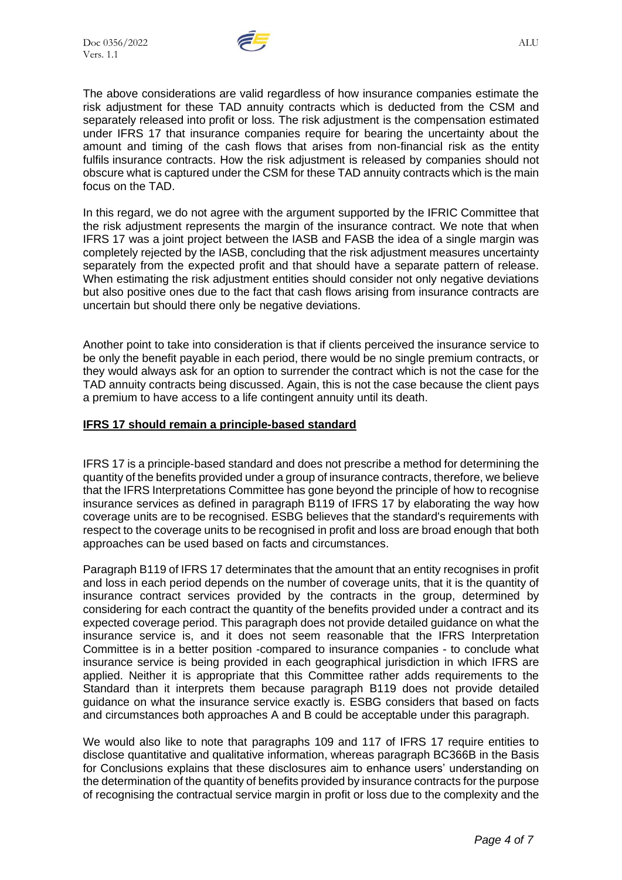The above considerations are valid regardless of how insurance companies estimate the risk adjustment for these TAD annuity contracts which is deducted from the CSM and separately released into profit or loss. The risk adjustment is the compensation estimated under IFRS 17 that insurance companies require for bearing the uncertainty about the amount and timing of the cash flows that arises from non-financial risk as the entity fulfils insurance contracts. How the risk adjustment is released by companies should not obscure what is captured under the CSM for these TAD annuity contracts which is the main focus on the TAD.

In this regard, we do not agree with the argument supported by the IFRIC Committee that the risk adjustment represents the margin of the insurance contract. We note that when IFRS 17 was a joint project between the IASB and FASB the idea of a single margin was completely rejected by the IASB, concluding that the risk adjustment measures uncertainty separately from the expected profit and that should have a separate pattern of release. When estimating the risk adjustment entities should consider not only negative deviations but also positive ones due to the fact that cash flows arising from insurance contracts are uncertain but should there only be negative deviations.

Another point to take into consideration is that if clients perceived the insurance service to be only the benefit payable in each period, there would be no single premium contracts, or they would always ask for an option to surrender the contract which is not the case for the TAD annuity contracts being discussed. Again, this is not the case because the client pays a premium to have access to a life contingent annuity until its death.

## IFRS 17 should remain a principle-based standard

IFRS 17 is a principle-based standard and does not prescribe a method for determining the quantity of the benefits provided under a group of insurance contracts, therefore, we believe that the IFRS Interpretations Committee has gone beyond the principle of how to recognise insurance services as defined in paragraph B119 of IFRS 17 by elaborating the way how coverage units are to be recognised. ESBG believes that the standard's requirements with respect to the coverage units to be recognised in profit and loss are broad enough that both approaches can be used based on facts and circumstances.

Paragraph B119 of IFRS 17 determinates that the amount that an entity recognises in profit and loss in each period depends on the number of coverage units, that it is the quantity of insurance contract services provided by the contracts in the group, determined by considering for each contract the quantity of the benefits provided under a contract and its expected coverage period. This paragraph does not provide detailed guidance on what the insurance service is, and it does not seem reasonable that the IFRS Interpretation Committee is in a better position -compared to insurance companies - to conclude what insurance service is being provided in each geographical jurisdiction in which IFRS are applied. Neither it is appropriate that this Committee rather adds requirements to the Standard than it interprets them because paragraph B119 does not provide detailed guidance on what the insurance service exactly is. ESBG considers that based on facts and circumstances both approaches A and B could be acceptable under this paragraph.

We would also like to note that paragraphs 109 and 117 of IFRS 17 require entities to disclose quantitative and qualitative information, whereas paragraph BC366B in the Basis for Conclusions explains that these disclosures aim to enhance users' understanding on the determination of the quantity of benefits provided by insurance contracts for the purpose of recognising the contractual service margin in profit or loss due to the complexity and the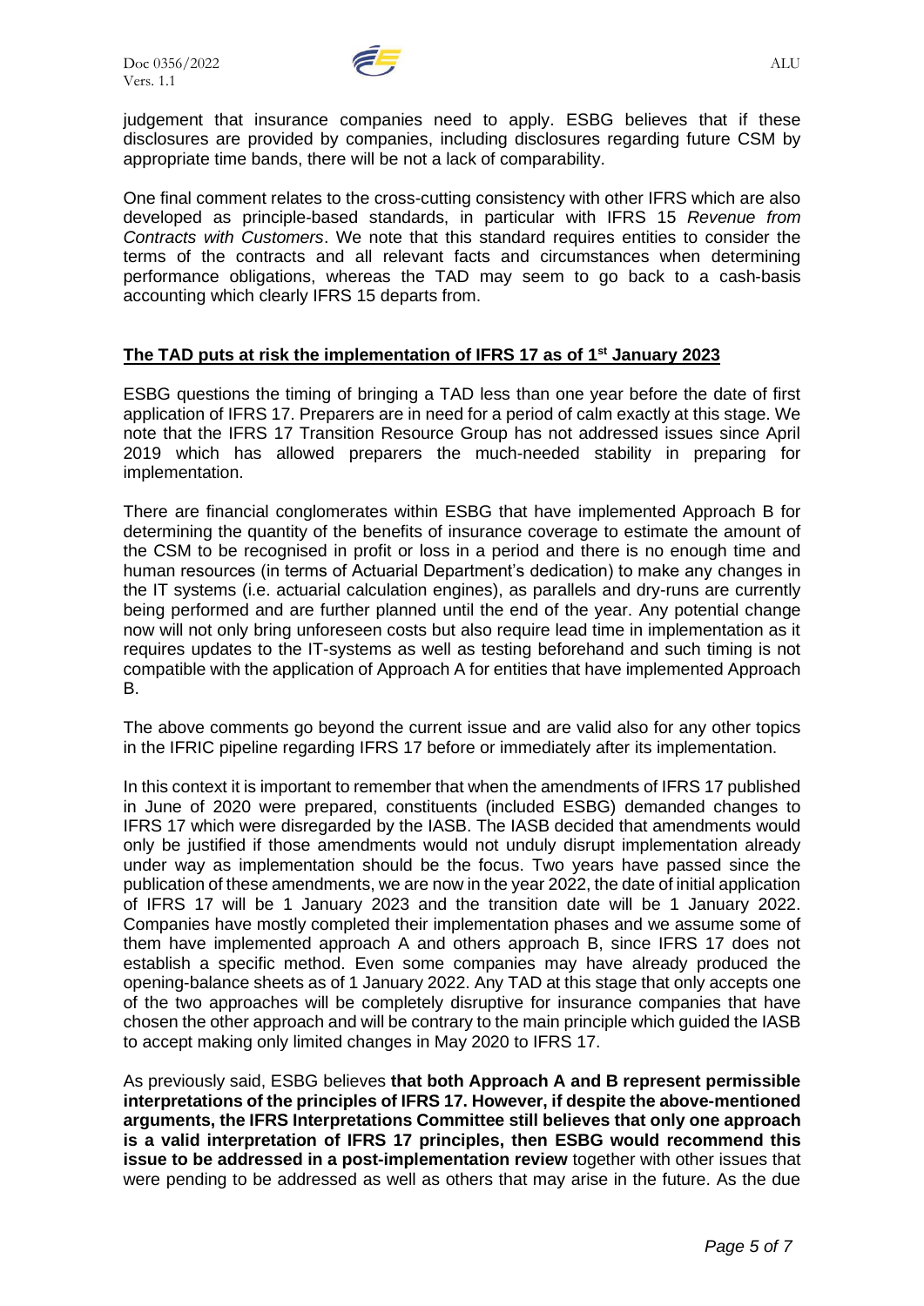judgement that insurance companies need to apply. ESBG believes that if these disclosures are provided by companies, including disclosures regarding future CSM by appropriate time bands, there will be not a lack of comparability.

One final comment relates to the cross-cutting consistency with other IFRS which are also developed as principle-based standards, in particular with IFRS 15 *Revenue from Contracts with Customers*. We note that this standard requires entities to consider the terms of the contracts and all relevant facts and circumstances when determining performance obligations, whereas the TAD may seem to go back to a cash-basis accounting which clearly IFRS 15 departs from.

## The TAD puts at risk the implementation of IFRS 17 as of 1st January 2023

ESBG questions the timing of bringing a TAD less than one year before the date of first application of IFRS 17. Preparers are in need for a period of calm exactly at this stage. We note that the IFRS 17 Transition Resource Group has not addressed issues since April 2019 which has allowed preparers the much-needed stability in preparing for implementation.

There are financial conglomerates within ESBG that have implemented Approach B for determining the quantity of the benefits of insurance coverage to estimate the amount of the CSM to be recognised in profit or loss in a period and there is no enough time and human resources (in terms of Actuarial Department's dedication) to make any changes in the IT systems (i.e. actuarial calculation engines), as parallels and dry-runs are currently being performed and are further planned until the end of the year. Any potential change now will not only bring unforeseen costs but also require lead time in implementation as it requires updates to the IT-systems as well as testing beforehand and such timing is not compatible with the application of Approach A for entities that have implemented Approach B.

The above comments go beyond the current issue and are valid also for any other topics in the IFRIC pipeline regarding IFRS 17 before or immediately after its implementation.

In this context it is important to remember that when the amendments of IFRS 17 published in June of 2020 were prepared, constituents (included ESBG) demanded changes to IFRS 17 which were disregarded by the IASB. The IASB decided that amendments would only be justified if those amendments would not unduly disrupt implementation already under way as implementation should be the focus. Two years have passed since the publication of these amendments, we are now in the year 2022, the date of initial application of IFRS 17 will be 1 January 2023 and the transition date will be 1 January 2022. Companies have mostly completed their implementation phases and we assume some of them have implemented approach A and others approach B, since IFRS 17 does not establish a specific method. Even some companies may have already produced the opening-balance sheets as of 1 January 2022. Any TAD at this stage that only accepts one of the two approaches will be completely disruptive for insurance companies that have chosen the other approach and will be contrary to the main principle which guided the IASB to accept making only limited changes in May 2020 to IFRS 17.

As previously said, ESBG believes **that both Approach A and B represent permissible interpretations of the principles of IFRS 17. However, if despite the above-mentioned arguments, the IFRS Interpretations Committee still believes that only one approach is a valid interpretation of IFRS 17 principles, then ESBG would recommend this issue to be addressed in a post-implementation review** together with other issues that were pending to be addressed as well as others that may arise in the future. As the due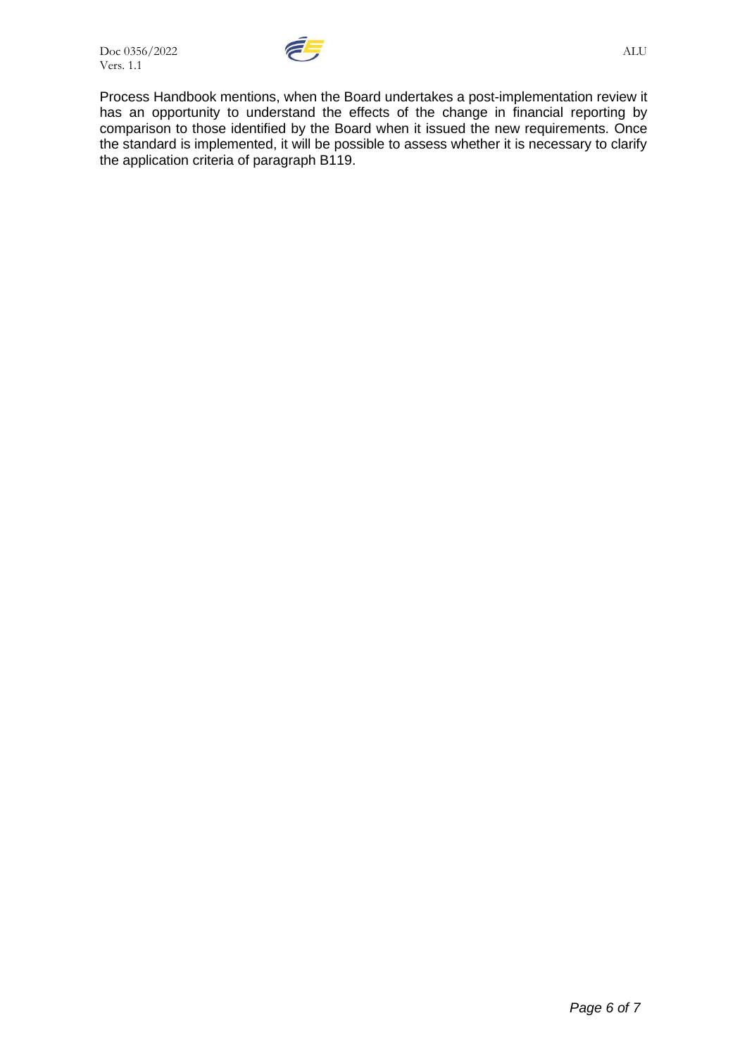Process Handbook mentions, when the Board undertakes a post-implementation review it has an opportunity to understand the effects of the change in financial reporting by comparison to those identified by the Board when it issued the new requirements. Once the standard is implemented, it will be possible to assess whether it is necessary to clarify the application criteria of paragraph B119.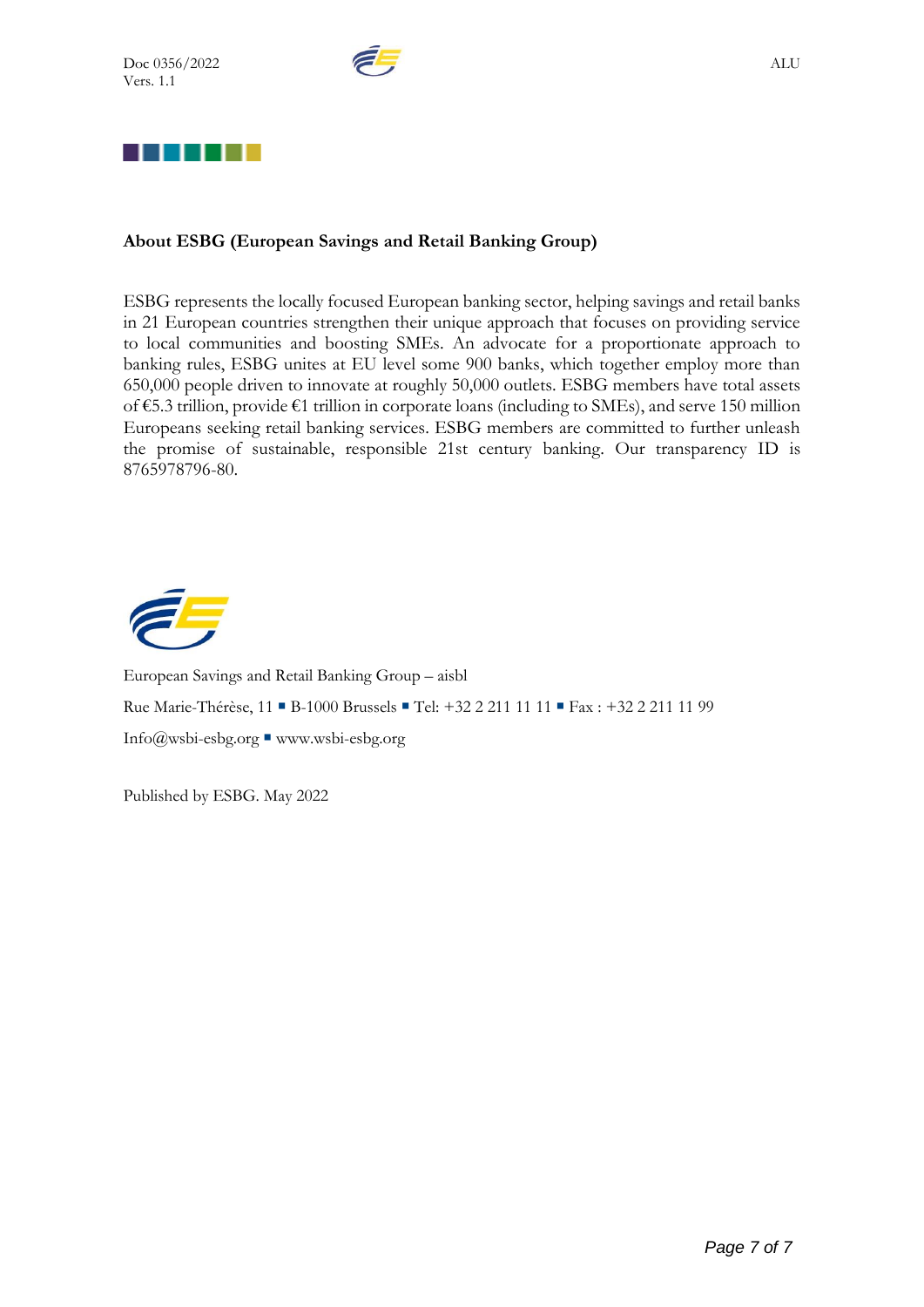**About ESBG (European Savings and Retail Banking Group)**

ESBG represents the locally focused European banking sector, helping savings and retail banks in 21 European countries strengthen their unique approach that focuses on providing service to local communities and boosting SMEs. An advocate for a proportionate approach to banking rules, ESBG unites at EU level some 900 banks, which together employ more than 650,000 people driven to innovate at roughly 50,000 outlets. ESBG members have total assets of €5.3 trillion, provide €1 trillion in corporate loans (including to SMEs), and serve 150 million Europeans seeking retail banking services. ESBG members are committed to further unleash the promise of sustainable, responsible 21st century banking. Our transparency ID is 8765978796-80.

European Savings and Retail Banking Group – aisbl

Rue Marie-Thérèse, 11 ▪ B-1000 Brussels ▪ Tel: +32 2 211 11 11 ▪ Fax : +32 2 211 11 99

Info@wsbi-esbg.org ▪ www.wsbi-esbg.org

Published by ESBG. May 2022